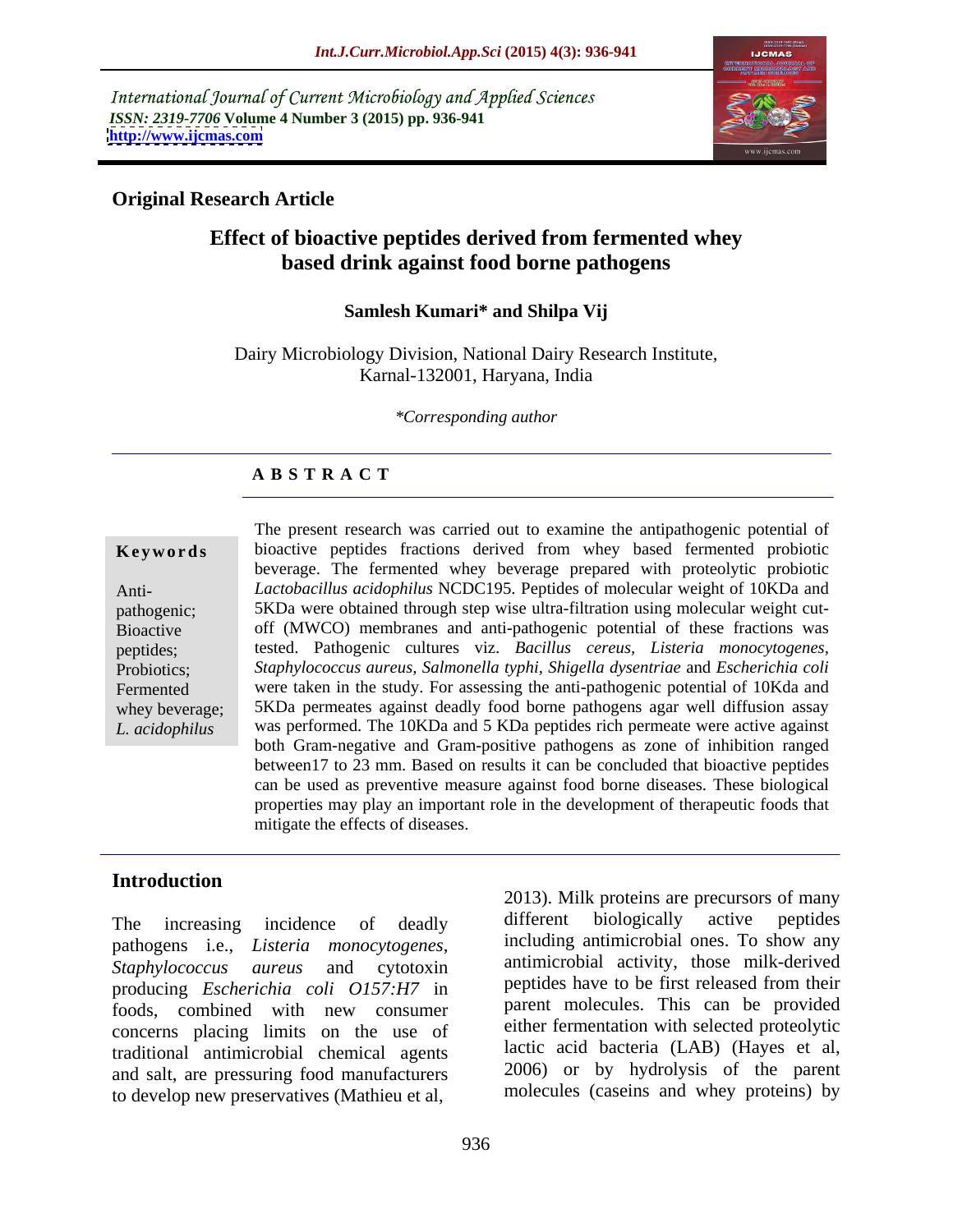International Journal of Current Microbiology and Applied Sciences
*ISSN: 2319-7706* **Volume 4 Number 3 (2015) pp. 936-941**
**http://www.ijcmas.com**

**Original Research Article**

# Effect of bioactive peptides derived from fermented whey based drink against food borne pathogens

**Samlesh Kumari\* and Shilpa Vij**

Dairy Microbiology Division, National Dairy Research Institute, Karnal-132001, Haryana, India

*\*Corresponding author*

## A B S T R A C T

**Keywords**

Anti-pathogenic; Bioactive peptides; Probiotics; Fermented whey beverage; *L. acidophilus*

The present research was carried out to examine the antipathogenic potential of bioactive peptides fractions derived from whey based fermented probiotic beverage. The fermented whey beverage prepared with proteolytic probiotic *Lactobacillus acidophilus* NCDC195. Peptides of molecular weight of 10KDa and 5KDa were obtained through step wise ultra-filtration using molecular weight cut-off (MWCO) membranes and anti-pathogenic potential of these fractions was tested. Pathogenic cultures viz. *Bacillus cereus, Listeria monocytogenes, Staphylococcus aureus, Salmonella typhi, Shigella dysentriae* and *Escherichia coli* were taken in the study. For assessing the anti-pathogenic potential of 10Kda and 5KDa permeates against deadly food borne pathogens agar well diffusion assay was performed. The 10KDa and 5 KDa peptides rich permeate were active against both Gram-negative and Gram-positive pathogens as zone of inhibition ranged between17 to 23 mm. Based on results it can be concluded that bioactive peptides can be used as preventive measure against food borne diseases. These biological properties may play an important role in the development of therapeutic foods that mitigate the effects of diseases.

## Introduction

The increasing incidence of deadly pathogens i.e., *Listeria monocytogenes*, *Staphylococcus aureus* and cytotoxin producing *Escherichia coli O157:H7* in foods, combined with new consumer concerns placing limits on the use of traditional antimicrobial chemical agents and salt, are pressuring food manufacturers to develop new preservatives (Mathieu et al, 2013). Milk proteins are precursors of many different biologically active peptides including antimicrobial ones. To show any antimicrobial activity, those milk-derived peptides have to be first released from their parent molecules. This can be provided either fermentation with selected proteolytic lactic acid bacteria (LAB) (Hayes et al, 2006) or by hydrolysis of the parent molecules (caseins and whey proteins) by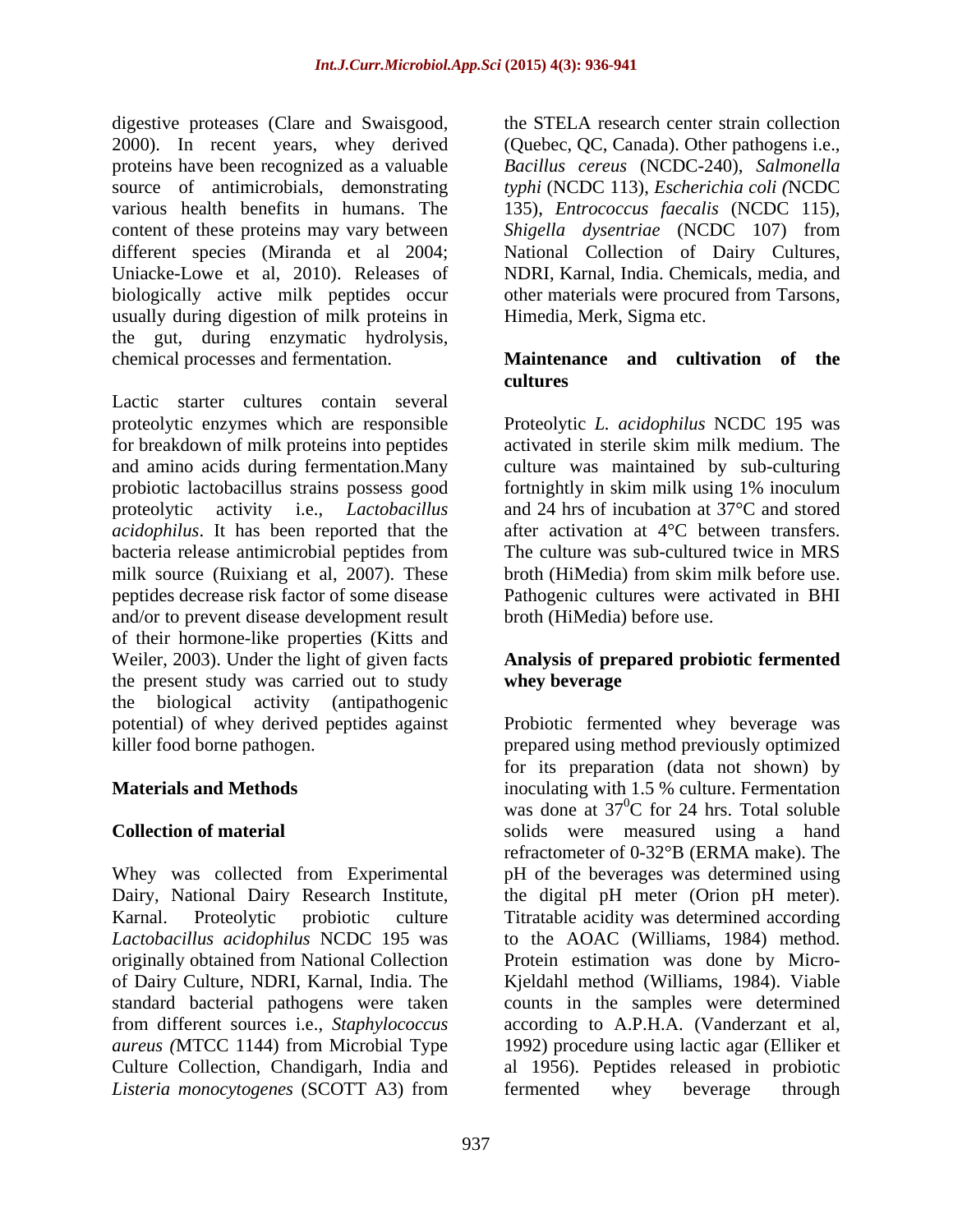digestive proteases (Clare and Swaisgood, 2000). In recent years, whey derived proteins have been recognized as a valuable source of antimicrobials, demonstrating various health benefits in humans. The content of these proteins may vary between different species (Miranda et al 2004; Uniacke-Lowe et al, 2010). Releases of biologically active milk peptides occur usually during digestion of milk proteins in the gut, during enzymatic hydrolysis, chemical processes and fermentation.

Lactic starter cultures contain several proteolytic enzymes which are responsible for breakdown of milk proteins into peptides and amino acids during fermentation.Many probiotic lactobacillus strains possess good proteolytic activity i.e., *Lactobacillus acidophilus*. It has been reported that the bacteria release antimicrobial peptides from milk source (Ruixiang et al, 2007). These peptides decrease risk factor of some disease and/or to prevent disease development result of their hormone-like properties (Kitts and Weiler, 2003). Under the light of given facts the present study was carried out to study the biological activity (antipathogenic potential) of whey derived peptides against killer food borne pathogen.

## Materials and Methods

### Collection of material

Whey was collected from Experimental Dairy, National Dairy Research Institute, Karnal. Proteolytic probiotic culture *Lactobacillus acidophilus* NCDC 195 was originally obtained from National Collection of Dairy Culture, NDRI, Karnal, India. The standard bacterial pathogens were taken from different sources i.e., *Staphylococcus aureus (*MTCC 1144) from Microbial Type Culture Collection, Chandigarh, India and *Listeria monocytogenes* (SCOTT A3) from the STELA research center strain collection (Quebec, QC, Canada). Other pathogens i.e., *Bacillus cereus* (NCDC-240), *Salmonella typhi* (NCDC 113), *Escherichia coli (*NCDC 135), *Entrococcus faecalis* (NCDC 115), *Shigella dysentriae* (NCDC 107) from National Collection of Dairy Cultures, NDRI, Karnal, India. Chemicals, media, and other materials were procured from Tarsons, Himedia, Merk, Sigma etc.

### Maintenance and cultivation of the cultures

Proteolytic *L. acidophilus* NCDC 195 was activated in sterile skim milk medium. The culture was maintained by sub-culturing fortnightly in skim milk using 1% inoculum and 24 hrs of incubation at 37°C and stored after activation at 4°C between transfers. The culture was sub-cultured twice in MRS broth (HiMedia) from skim milk before use. Pathogenic cultures were activated in BHI broth (HiMedia) before use.

### Analysis of prepared probiotic fermented whey beverage

Probiotic fermented whey beverage was prepared using method previously optimized for its preparation (data not shown) by inoculating with 1.5 % culture. Fermentation was done at $37^0$C for 24 hrs. Total soluble solids were measured using a hand refractometer of 0-32°B (ERMA make). The pH of the beverages was determined using the digital pH meter (Orion pH meter). Titratable acidity was determined according to the AOAC (Williams, 1984) method. Protein estimation was done by Micro-Kjeldahl method (Williams, 1984). Viable counts in the samples were determined according to A.P.H.A. (Vanderzant et al, 1992) procedure using lactic agar (Elliker et al 1956). Peptides released in probiotic fermented whey beverage through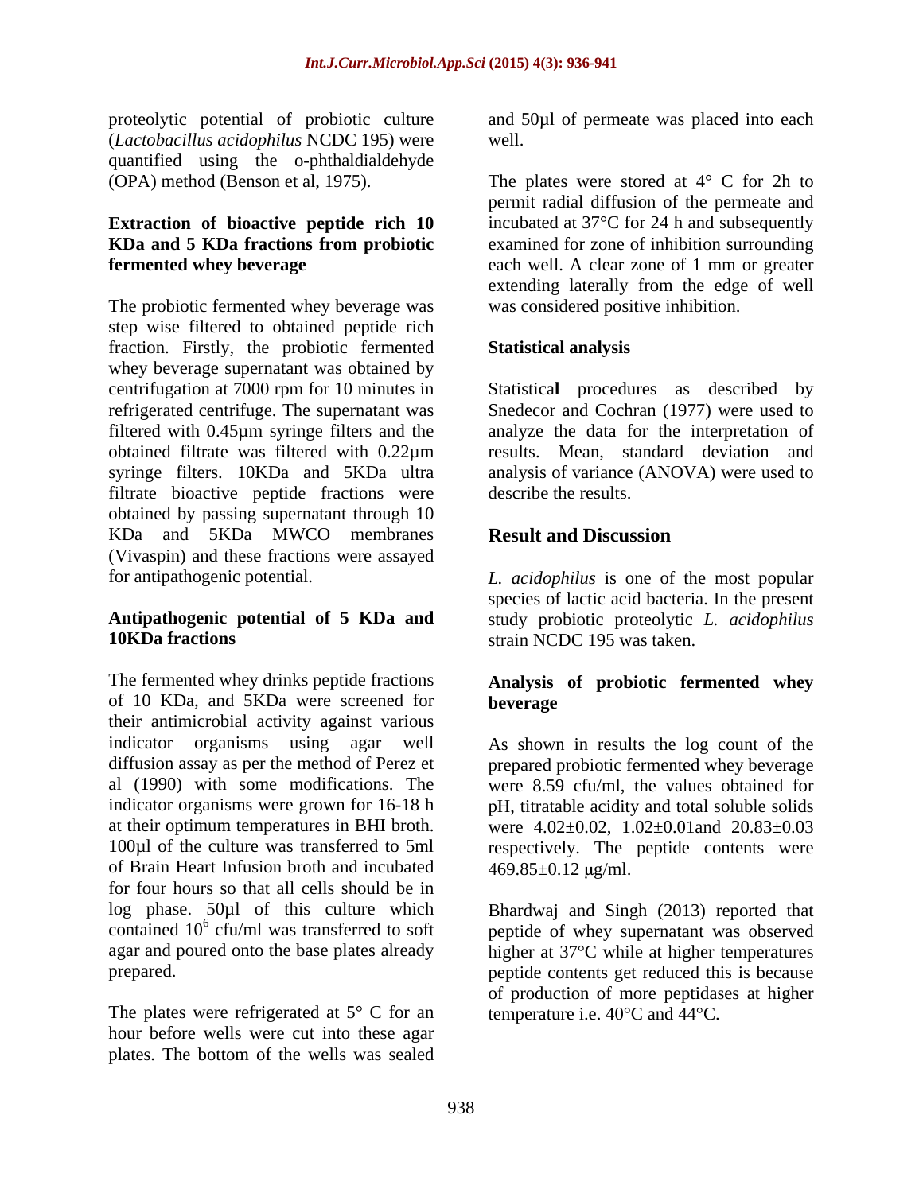proteolytic potential of probiotic culture (*Lactobacillus acidophilus* NCDC 195) were quantified using the o-phthaldialdehyde (OPA) method (Benson et al, 1975).

### Extraction of bioactive peptide rich 10 KDa and 5 KDa fractions from probiotic fermented whey beverage

The probiotic fermented whey beverage was step wise filtered to obtained peptide rich fraction. Firstly, the probiotic fermented whey beverage supernatant was obtained by centrifugation at 7000 rpm for 10 minutes in refrigerated centrifuge. The supernatant was filtered with 0.45µm syringe filters and the obtained filtrate was filtered with 0.22µm syringe filters. 10KDa and 5KDa ultra filtrate bioactive peptide fractions were obtained by passing supernatant through 10 KDa and 5KDa MWCO membranes (Vivaspin) and these fractions were assayed for antipathogenic potential.

### Antipathogenic potential of 5 KDa and 10KDa fractions

The fermented whey drinks peptide fractions of 10 KDa, and 5KDa were screened for their antimicrobial activity against various indicator organisms using agar well diffusion assay as per the method of Perez et al (1990) with some modifications. The indicator organisms were grown for 16-18 h at their optimum temperatures in BHI broth. 100µl of the culture was transferred to 5ml of Brain Heart Infusion broth and incubated for four hours so that all cells should be in log phase. 50µl of this culture which contained $10^6$ cfu/ml was transferred to soft agar and poured onto the base plates already prepared.

The plates were refrigerated at 5° C for an hour before wells were cut into these agar plates. The bottom of the wells was sealed and 50µl of permeate was placed into each well.

The plates were stored at 4° C for 2h to permit radial diffusion of the permeate and incubated at 37°C for 24 h and subsequently examined for zone of inhibition surrounding each well. A clear zone of 1 mm or greater extending laterally from the edge of well was considered positive inhibition.

### Statistical analysis

Statistical procedures as described by Snedecor and Cochran (1977) were used to analyze the data for the interpretation of results. Mean, standard deviation and analysis of variance (ANOVA) were used to describe the results.

## Result and Discussion

*L. acidophilus* is one of the most popular species of lactic acid bacteria. In the present study probiotic proteolytic *L. acidophilus* strain NCDC 195 was taken.

### Analysis of probiotic fermented whey beverage

As shown in results the log count of the prepared probiotic fermented whey beverage were 8.59 cfu/ml, the values obtained for pH, titratable acidity and total soluble solids were 4.02±0.02, 1.02±0.01and 20.83±0.03 respectively. The peptide contents were 469.85±0.12 µg/ml.

Bhardwaj and Singh (2013) reported that peptide of whey supernatant was observed higher at 37°C while at higher temperatures peptide contents get reduced this is because of production of more peptidases at higher temperature i.e. 40°C and 44°C.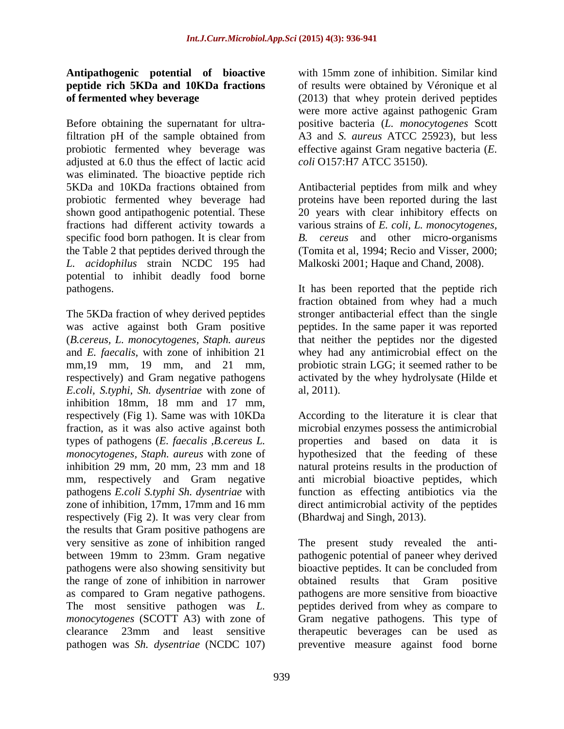**Antipathogenic potential of bioactive peptide rich 5KDa and 10KDa fractions of fermented whey beverage**

Before obtaining the supernatant for ultra-filtration pH of the sample obtained from probiotic fermented whey beverage was adjusted at 6.0 thus the effect of lactic acid was eliminated. The bioactive peptide rich 5KDa and 10KDa fractions obtained from probiotic fermented whey beverage had shown good antipathogenic potential. These fractions had different activity towards a specific food born pathogen. It is clear from the Table 2 that peptides derived through the *L. acidophilus* strain NCDC 195 had potential to inhibit deadly food borne pathogens.

The 5KDa fraction of whey derived peptides was active against both Gram positive (*B.cereus, L. monocytogenes, Staph. aureus* and *E. faecalis*, with zone of inhibition 21 mm,19 mm, 19 mm, and 21 mm, respectively) and Gram negative pathogens *E.coli, S.typhi, Sh. dysentriae* with zone of inhibition 18mm, 18 mm and 17 mm, respectively (Fig 1). Same was with 10KDa fraction, as it was also active against both types of pathogens (*E. faecalis ,B.cereus L. monocytogenes, Staph. aureus* with zone of inhibition 29 mm, 20 mm, 23 mm and 18 mm, respectively and Gram negative pathogens *E.coli S.typhi Sh. dysentriae* with zone of inhibition, 17mm, 17mm and 16 mm respectively (Fig 2). It was very clear from the results that Gram positive pathogens are very sensitive as zone of inhibition ranged between 19mm to 23mm. Gram negative pathogens were also showing sensitivity but the range of zone of inhibition in narrower as compared to Gram negative pathogens. The most sensitive pathogen was *L. monocytogenes* (SCOTT A3) with zone of clearance 23mm and least sensitive pathogen was *Sh. dysentriae* (NCDC 107) with 15mm zone of inhibition. Similar kind of results were obtained by Véronique et al (2013) that whey protein derived peptides were more active against pathogenic Gram positive bacteria (*L. monocytogenes* Scott A3 and *S. aureus* ATCC 25923), but less effective against Gram negative bacteria (*E. coli* O157:H7 ATCC 35150).

Antibacterial peptides from milk and whey proteins have been reported during the last 20 years with clear inhibitory effects on various strains of *E. coli, L. monocytogenes, B. cereus* and other micro-organisms (Tomita et al, 1994; Recio and Visser, 2000; Malkoski 2001; Haque and Chand, 2008).

It has been reported that the peptide rich fraction obtained from whey had a much stronger antibacterial effect than the single peptides. In the same paper it was reported that neither the peptides nor the digested whey had any antimicrobial effect on the probiotic strain LGG; it seemed rather to be activated by the whey hydrolysate (Hilde et al, 2011).

According to the literature it is clear that microbial enzymes possess the antimicrobial properties and based on data it is hypothesized that the feeding of these natural proteins results in the production of anti microbial bioactive peptides, which function as effecting antibiotics via the direct antimicrobial activity of the peptides (Bhardwaj and Singh, 2013).

The present study revealed the anti-pathogenic potential of paneer whey derived bioactive peptides. It can be concluded from obtained results that Gram positive pathogens are more sensitive from bioactive peptides derived from whey as compare to Gram negative pathogens. This type of therapeutic beverages can be used as preventive measure against food borne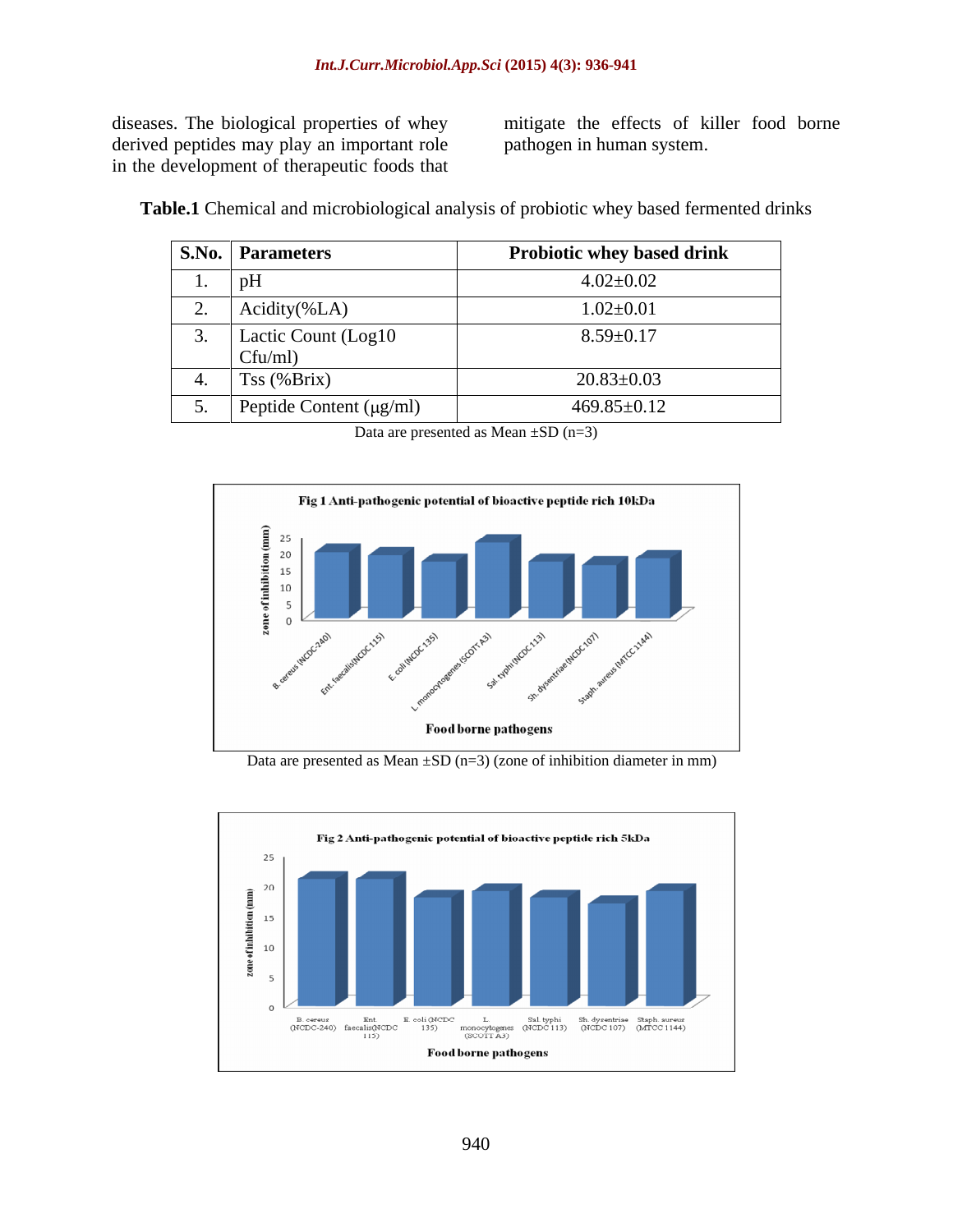diseases. The biological properties of whey derived peptides may play an important role in the development of therapeutic foods that mitigate the effects of killer food borne pathogen in human system.

**Table.1** Chemical and microbiological analysis of probiotic whey based fermented drinks

| S.No. | Parameters | Probiotic whey based drink |
|---|---|---|
| 1. | pH | 4.02±0.02 |
| 2. | Acidity(%LA) | 1.02±0.01 |
| 3. | Lactic Count (Log10 Cfu/ml) | 8.59±0.17 |
| 4. | Tss (%Brix) | 20.83±0.03 |
| 5. | Peptide Content (μg/ml) | 469.85±0.12 |

Data are presented as Mean ±SD (n=3)

**Fig 1** Anti-pathogenic potential of bioactive peptide rich 10kDa

Data are presented as Mean ±SD (n=3) (zone of inhibition diameter in mm)

**Fig 2** Anti-pathogenic potential of bioactive peptide rich 5kDa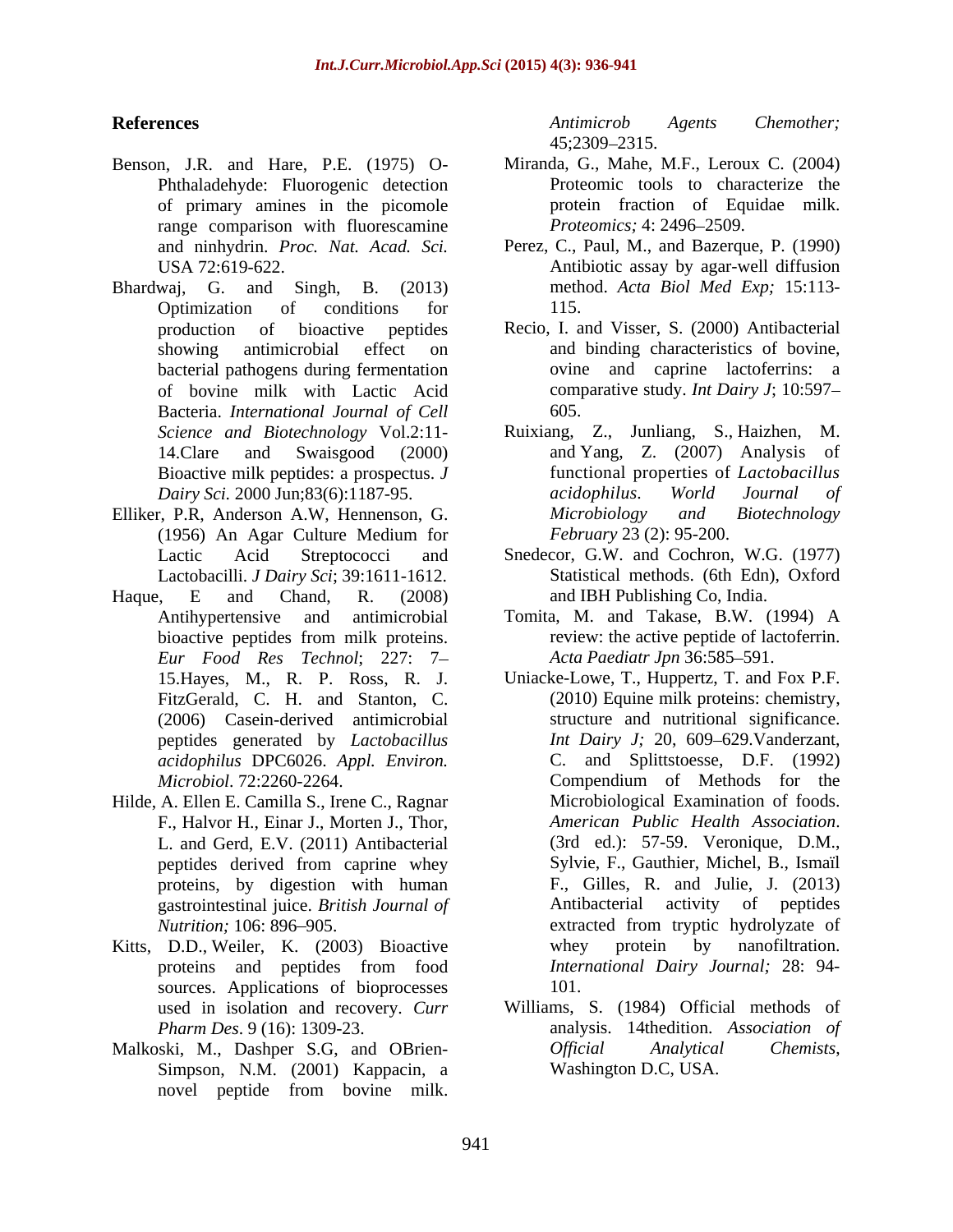## References

Benson, J.R. and Hare, P.E. (1975) O-Phthaladehyde: Fluorogenic detection of primary amines in the picomole range comparison with fluorescamine and ninhydrin. *Proc. Nat. Acad. Sci.* USA 72:619-622.

Bhardwaj, G. and Singh, B. (2013) Optimization of conditions for production of bioactive peptides showing antimicrobial effect on bacterial pathogens during fermentation of bovine milk with Lactic Acid Bacteria. *International Journal of Cell Science and Biotechnology* Vol.2:11-14.Clare and Swaisgood (2000) Bioactive milk peptides: a prospectus. *J Dairy Sci.* 2000 Jun;83(6):1187-95.

Elliker, P.R, Anderson A.W, Hennenson, G. (1956) An Agar Culture Medium for Lactic Acid Streptococci and Lactobacilli. *J Dairy Sci*; 39:1611-1612.

Haque, E and Chand, R. (2008) Antihypertensive and antimicrobial bioactive peptides from milk proteins. *Eur Food Res Technol*; 227: 7–15.Hayes, M., R. P. Ross, R. J. FitzGerald, C. H. and Stanton, C. (2006) Casein-derived antimicrobial peptides generated by *Lactobacillus acidophilus* DPC6026. *Appl. Environ. Microbiol*. 72:2260-2264.

Hilde, A. Ellen E. Camilla S., Irene C., Ragnar F., Halvor H., Einar J., Morten J., Thor, L. and Gerd, E.V. (2011) Antibacterial peptides derived from caprine whey proteins, by digestion with human gastrointestinal juice. *British Journal of Nutrition;* 106: 896–905.

Kitts, D.D., Weiler, K. (2003) Bioactive proteins and peptides from food sources. Applications of bioprocesses used in isolation and recovery. *Curr Pharm Des*. 9 (16): 1309-23.

Malkoski, M., Dashper S.G, and OBrien-Simpson, N.M. (2001) Kappacin, a novel peptide from bovine milk. *Antimicrob Agents Chemother;* 45;2309–2315.

Miranda, G., Mahe, M.F., Leroux C. (2004) Proteomic tools to characterize the protein fraction of Equidae milk. *Proteomics;* 4: 2496–2509.

Perez, C., Paul, M., and Bazerque, P. (1990) Antibiotic assay by agar-well diffusion method. *Acta Biol Med Exp;* 15:113-115.

Recio, I. and Visser, S. (2000) Antibacterial and binding characteristics of bovine, ovine and caprine lactoferrins: a comparative study. *Int Dairy J*; 10:597–605.

Ruixiang, Z., Junliang, S., Haizhen, M. and Yang, Z. (2007) Analysis of functional properties of *Lactobacillus acidophilus*. *World Journal of Microbiology and Biotechnology February* 23 (2): 95-200.

Snedecor, G.W. and Cochron, W.G. (1977) Statistical methods. (6th Edn), Oxford and IBH Publishing Co, India.

Tomita, M. and Takase, B.W. (1994) A review: the active peptide of lactoferrin. *Acta Paediatr Jpn* 36:585–591.

Uniacke-Lowe, T., Huppertz, T. and Fox P.F. (2010) Equine milk proteins: chemistry, structure and nutritional significance. *Int Dairy J;* 20, 609–629.Vanderzant, C. and Splittstoesse, D.F. (1992) Compendium of Methods for the Microbiological Examination of foods. *American Public Health Association*. (3rd ed.): 57-59. Veronique, D.M., Sylvie, F., Gauthier, Michel, B., Ismaïl F., Gilles, R. and Julie, J. (2013) Antibacterial activity of peptides extracted from tryptic hydrolyzate of whey protein by nanofiltration. *International Dairy Journal;* 28: 94-101.

Williams, S. (1984) Official methods of analysis. 14thedition. *Association of Official Analytical Chemists*, Washington D.C, USA.